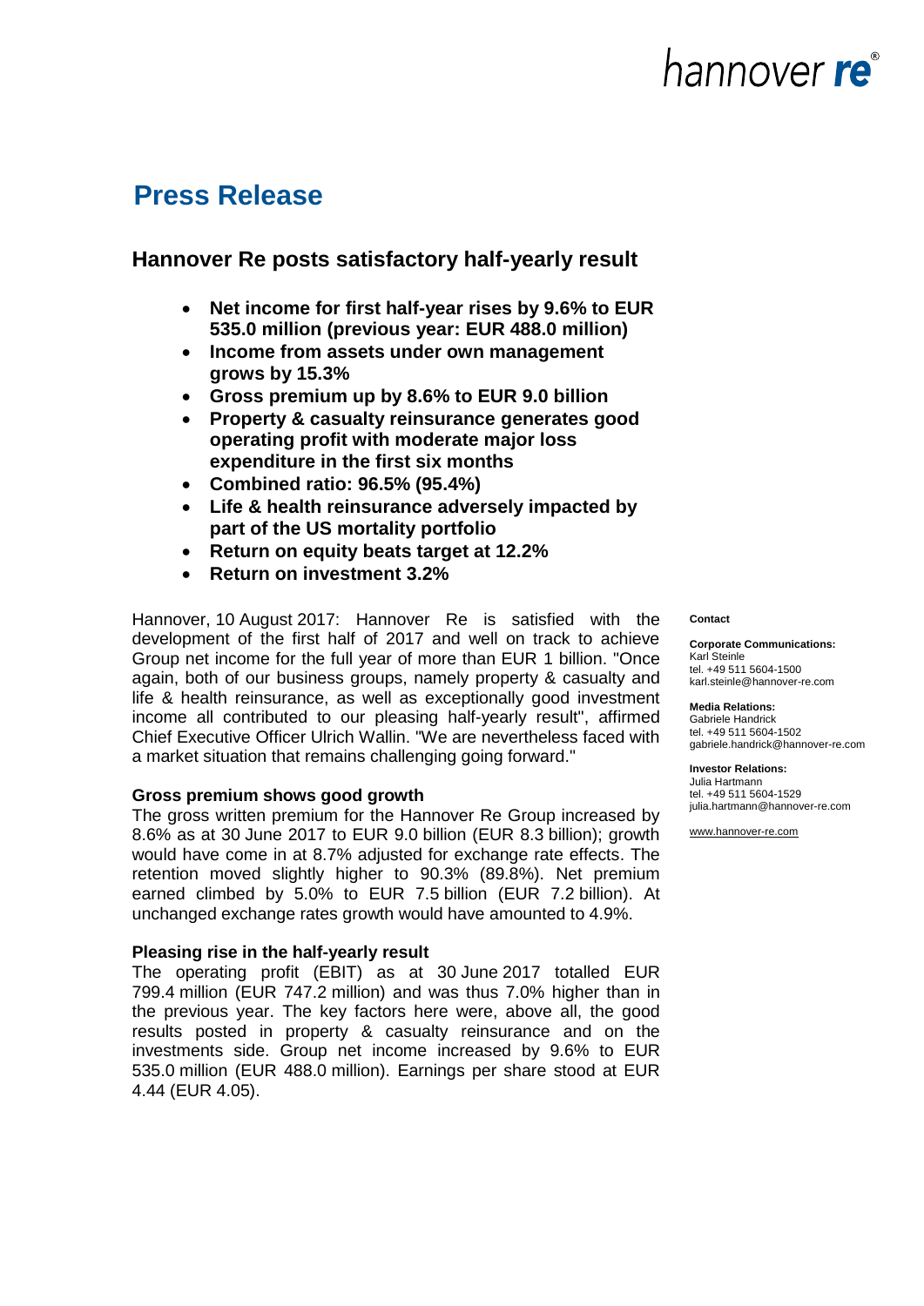hannover re®

# Press Release

## Hannover Re posts satisfactory half-yearly result

- **Net income for first half-year rises by 9.6% to EUR 535.0 million (previous year: EUR 488.0 million)**
- **Income from assets under own management grows by 15.3%**
- **Gross premium up by 8.6% to EUR 9.0 billion**
- **Property & casualty reinsurance generates good operating profit with moderate major loss expenditure in the first six months**
- **Combined ratio: 96.5% (95.4%)**
- **Life & health reinsurance adversely impacted by part of the US mortality portfolio**
- **Return on equity beats target at 12.2%**
- **Return on investment 3.2%**

Hannover, 10 August 2017: Hannover Re is satisfied with the development of the first half of 2017 and well on track to achieve Group net income for the full year of more than EUR 1 billion. "Once again, both of our business groups, namely property & casualty and life & health reinsurance, as well as exceptionally good investment income all contributed to our pleasing half-yearly result", affirmed Chief Executive Officer Ulrich Wallin. "We are nevertheless faced with a market situation that remains challenging going forward."

**Gross premium shows good growth**

The gross written premium for the Hannover Re Group increased by 8.6% as at 30 June 2017 to EUR 9.0 billion (EUR 8.3 billion); growth would have come in at 8.7% adjusted for exchange rate effects. The retention moved slightly higher to 90.3% (89.8%). Net premium earned climbed by 5.0% to EUR 7.5 billion (EUR 7.2 billion). At unchanged exchange rates growth would have amounted to 4.9%.

**Pleasing rise in the half-yearly result**

The operating profit (EBIT) as at 30 June 2017 totalled EUR 799.4 million (EUR 747.2 million) and was thus 7.0% higher than in the previous year. The key factors here were, above all, the good results posted in property & casualty reinsurance and on the investments side. Group net income increased by 9.6% to EUR 535.0 million (EUR 488.0 million). Earnings per share stood at EUR 4.44 (EUR 4.05).

**Contact**

**Corporate Communications:**
Karl Steinle
tel. +49 511 5604-1500
karl.steinle@hannover-re.com

**Media Relations:**
Gabriele Handrick
tel. +49 511 5604-1502
gabriele.handrick@hannover-re.com

**Investor Relations:**
Julia Hartmann
tel. +49 511 5604-1529
julia.hartmann@hannover-re.com

www.hannover-re.com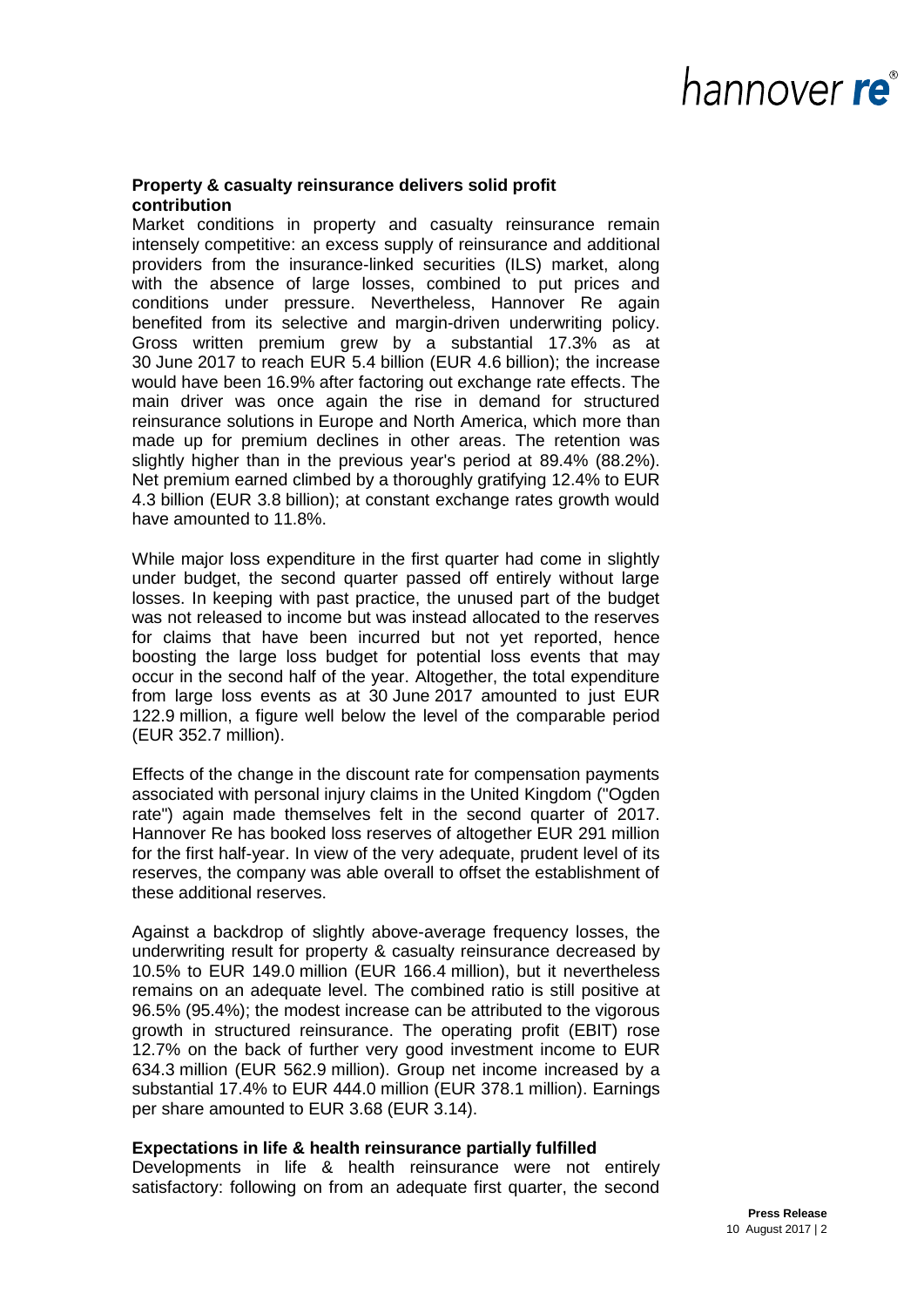**Property & casualty reinsurance delivers solid profit contribution**

Market conditions in property and casualty reinsurance remain intensely competitive: an excess supply of reinsurance and additional providers from the insurance-linked securities (ILS) market, along with the absence of large losses, combined to put prices and conditions under pressure. Nevertheless, Hannover Re again benefited from its selective and margin-driven underwriting policy. Gross written premium grew by a substantial 17.3% as at 30 June 2017 to reach EUR 5.4 billion (EUR 4.6 billion); the increase would have been 16.9% after factoring out exchange rate effects. The main driver was once again the rise in demand for structured reinsurance solutions in Europe and North America, which more than made up for premium declines in other areas. The retention was slightly higher than in the previous year's period at 89.4% (88.2%). Net premium earned climbed by a thoroughly gratifying 12.4% to EUR 4.3 billion (EUR 3.8 billion); at constant exchange rates growth would have amounted to 11.8%.

While major loss expenditure in the first quarter had come in slightly under budget, the second quarter passed off entirely without large losses. In keeping with past practice, the unused part of the budget was not released to income but was instead allocated to the reserves for claims that have been incurred but not yet reported, hence boosting the large loss budget for potential loss events that may occur in the second half of the year. Altogether, the total expenditure from large loss events as at 30 June 2017 amounted to just EUR 122.9 million, a figure well below the level of the comparable period (EUR 352.7 million).

Effects of the change in the discount rate for compensation payments associated with personal injury claims in the United Kingdom ("Ogden rate") again made themselves felt in the second quarter of 2017. Hannover Re has booked loss reserves of altogether EUR 291 million for the first half-year. In view of the very adequate, prudent level of its reserves, the company was able overall to offset the establishment of these additional reserves.

Against a backdrop of slightly above-average frequency losses, the underwriting result for property & casualty reinsurance decreased by 10.5% to EUR 149.0 million (EUR 166.4 million), but it nevertheless remains on an adequate level. The combined ratio is still positive at 96.5% (95.4%); the modest increase can be attributed to the vigorous growth in structured reinsurance. The operating profit (EBIT) rose 12.7% on the back of further very good investment income to EUR 634.3 million (EUR 562.9 million). Group net income increased by a substantial 17.4% to EUR 444.0 million (EUR 378.1 million). Earnings per share amounted to EUR 3.68 (EUR 3.14).

**Expectations in life & health reinsurance partially fulfilled**

Developments in life & health reinsurance were not entirely satisfactory: following on from an adequate first quarter, the second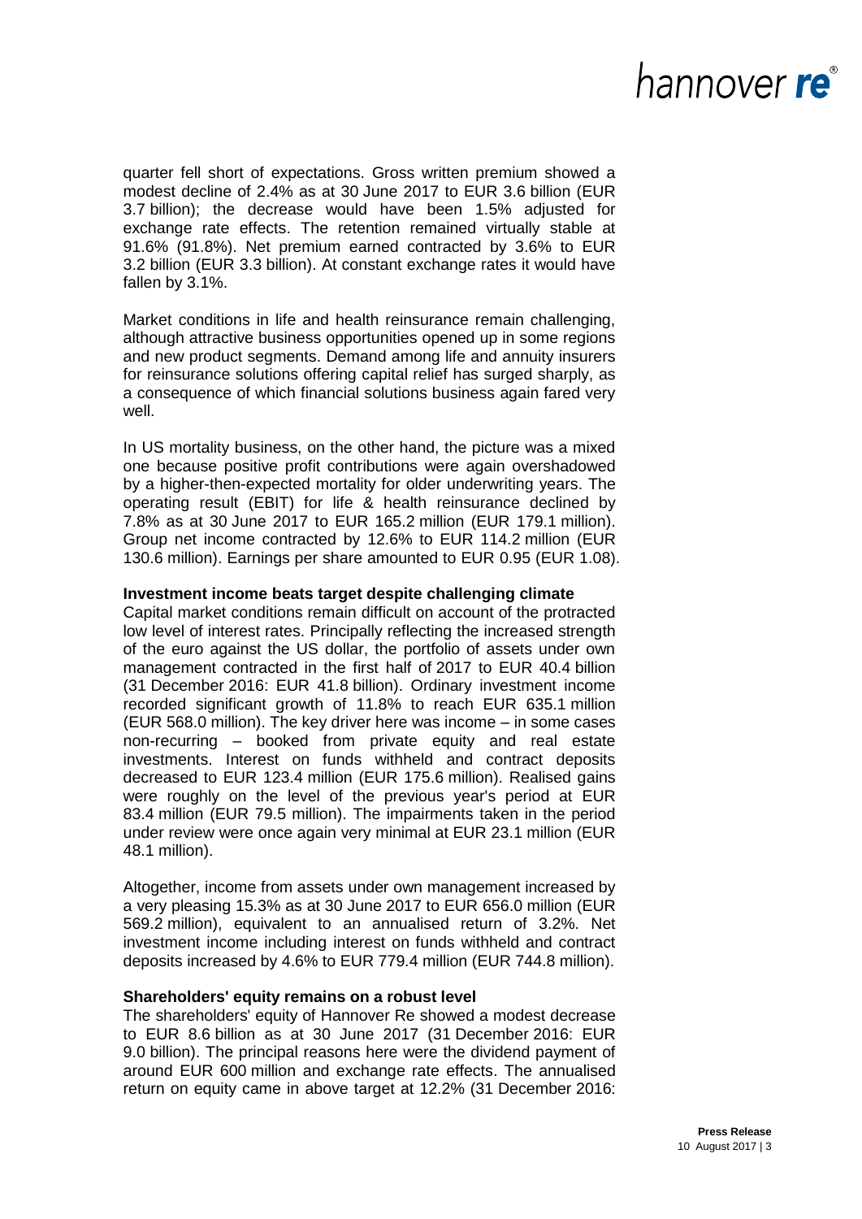quarter fell short of expectations. Gross written premium showed a modest decline of 2.4% as at 30 June 2017 to EUR 3.6 billion (EUR 3.7 billion); the decrease would have been 1.5% adjusted for exchange rate effects. The retention remained virtually stable at 91.6% (91.8%). Net premium earned contracted by 3.6% to EUR 3.2 billion (EUR 3.3 billion). At constant exchange rates it would have fallen by 3.1%.

Market conditions in life and health reinsurance remain challenging, although attractive business opportunities opened up in some regions and new product segments. Demand among life and annuity insurers for reinsurance solutions offering capital relief has surged sharply, as a consequence of which financial solutions business again fared very well.

In US mortality business, on the other hand, the picture was a mixed one because positive profit contributions were again overshadowed by a higher-then-expected mortality for older underwriting years. The operating result (EBIT) for life & health reinsurance declined by 7.8% as at 30 June 2017 to EUR 165.2 million (EUR 179.1 million). Group net income contracted by 12.6% to EUR 114.2 million (EUR 130.6 million). Earnings per share amounted to EUR 0.95 (EUR 1.08).

**Investment income beats target despite challenging climate**

Capital market conditions remain difficult on account of the protracted low level of interest rates. Principally reflecting the increased strength of the euro against the US dollar, the portfolio of assets under own management contracted in the first half of 2017 to EUR 40.4 billion (31 December 2016: EUR 41.8 billion). Ordinary investment income recorded significant growth of 11.8% to reach EUR 635.1 million (EUR 568.0 million). The key driver here was income – in some cases non-recurring – booked from private equity and real estate investments. Interest on funds withheld and contract deposits decreased to EUR 123.4 million (EUR 175.6 million). Realised gains were roughly on the level of the previous year's period at EUR 83.4 million (EUR 79.5 million). The impairments taken in the period under review were once again very minimal at EUR 23.1 million (EUR 48.1 million).

Altogether, income from assets under own management increased by a very pleasing 15.3% as at 30 June 2017 to EUR 656.0 million (EUR 569.2 million), equivalent to an annualised return of 3.2%. Net investment income including interest on funds withheld and contract deposits increased by 4.6% to EUR 779.4 million (EUR 744.8 million).

**Shareholders' equity remains on a robust level**

The shareholders' equity of Hannover Re showed a modest decrease to EUR 8.6 billion as at 30 June 2017 (31 December 2016: EUR 9.0 billion). The principal reasons here were the dividend payment of around EUR 600 million and exchange rate effects. The annualised return on equity came in above target at 12.2% (31 December 2016: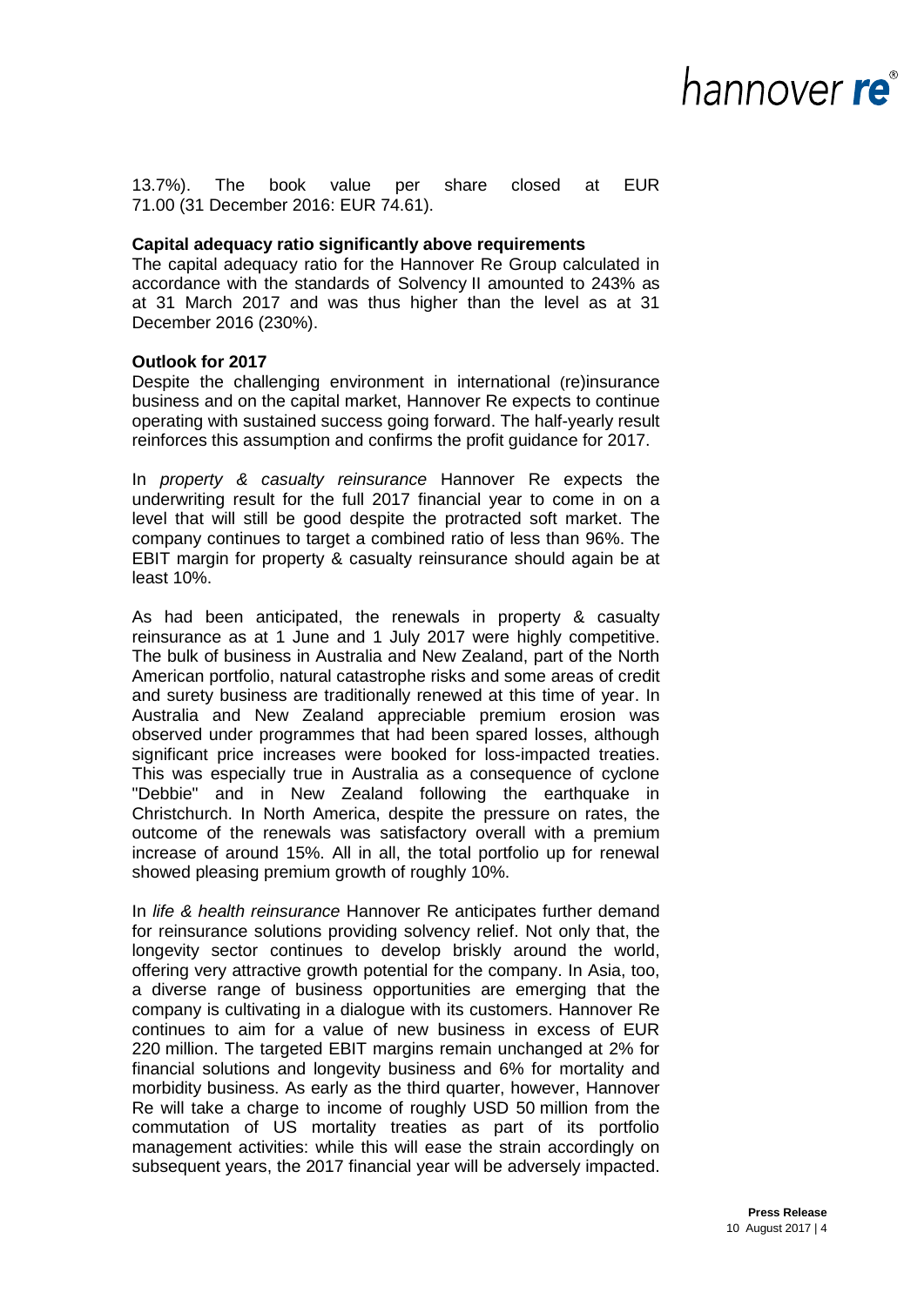13.7%). The book value per share closed at EUR 71.00 (31 December 2016: EUR 74.61).

**Capital adequacy ratio significantly above requirements**

The capital adequacy ratio for the Hannover Re Group calculated in accordance with the standards of Solvency II amounted to 243% as at 31 March 2017 and was thus higher than the level as at 31 December 2016 (230%).

**Outlook for 2017**

Despite the challenging environment in international (re)insurance business and on the capital market, Hannover Re expects to continue operating with sustained success going forward. The half-yearly result reinforces this assumption and confirms the profit guidance for 2017.

In *property & casualty reinsurance* Hannover Re expects the underwriting result for the full 2017 financial year to come in on a level that will still be good despite the protracted soft market. The company continues to target a combined ratio of less than 96%. The EBIT margin for property & casualty reinsurance should again be at least 10%.

As had been anticipated, the renewals in property & casualty reinsurance as at 1 June and 1 July 2017 were highly competitive. The bulk of business in Australia and New Zealand, part of the North American portfolio, natural catastrophe risks and some areas of credit and surety business are traditionally renewed at this time of year. In Australia and New Zealand appreciable premium erosion was observed under programmes that had been spared losses, although significant price increases were booked for loss-impacted treaties. This was especially true in Australia as a consequence of cyclone "Debbie" and in New Zealand following the earthquake in Christchurch. In North America, despite the pressure on rates, the outcome of the renewals was satisfactory overall with a premium increase of around 15%. All in all, the total portfolio up for renewal showed pleasing premium growth of roughly 10%.

In *life & health reinsurance* Hannover Re anticipates further demand for reinsurance solutions providing solvency relief. Not only that, the longevity sector continues to develop briskly around the world, offering very attractive growth potential for the company. In Asia, too, a diverse range of business opportunities are emerging that the company is cultivating in a dialogue with its customers. Hannover Re continues to aim for a value of new business in excess of EUR 220 million. The targeted EBIT margins remain unchanged at 2% for financial solutions and longevity business and 6% for mortality and morbidity business. As early as the third quarter, however, Hannover Re will take a charge to income of roughly USD 50 million from the commutation of US mortality treaties as part of its portfolio management activities: while this will ease the strain accordingly on subsequent years, the 2017 financial year will be adversely impacted.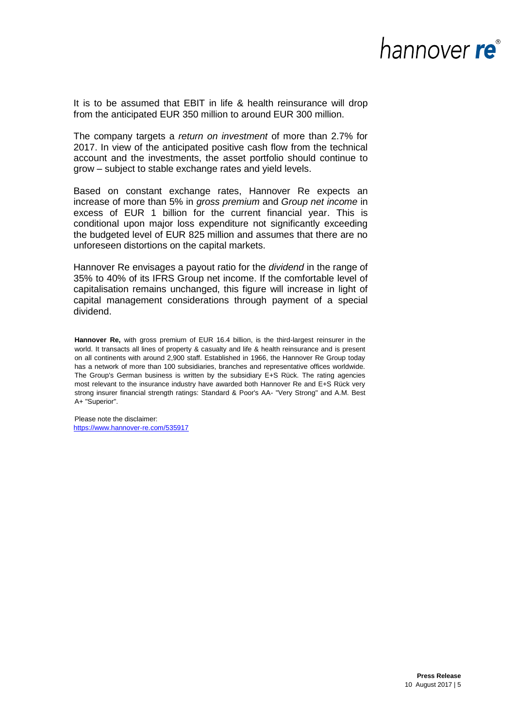It is to be assumed that EBIT in life & health reinsurance will drop from the anticipated EUR 350 million to around EUR 300 million.

The company targets a *return on investment* of more than 2.7% for 2017. In view of the anticipated positive cash flow from the technical account and the investments, the asset portfolio should continue to grow – subject to stable exchange rates and yield levels.

Based on constant exchange rates, Hannover Re expects an increase of more than 5% in *gross premium* and *Group net income* in excess of EUR 1 billion for the current financial year. This is conditional upon major loss expenditure not significantly exceeding the budgeted level of EUR 825 million and assumes that there are no unforeseen distortions on the capital markets.

Hannover Re envisages a payout ratio for the *dividend* in the range of 35% to 40% of its IFRS Group net income. If the comfortable level of capitalisation remains unchanged, this figure will increase in light of capital management considerations through payment of a special dividend.

**Hannover Re,** with gross premium of EUR 16.4 billion, is the third-largest reinsurer in the world. It transacts all lines of property & casualty and life & health reinsurance and is present on all continents with around 2,900 staff. Established in 1966, the Hannover Re Group today has a network of more than 100 subsidiaries, branches and representative offices worldwide. The Group's German business is written by the subsidiary E+S Rück. The rating agencies most relevant to the insurance industry have awarded both Hannover Re and E+S Rück very strong insurer financial strength ratings: Standard & Poor's AA- "Very Strong" and A.M. Best A+ "Superior".

Please note the disclaimer:
https://www.hannover-re.com/535917